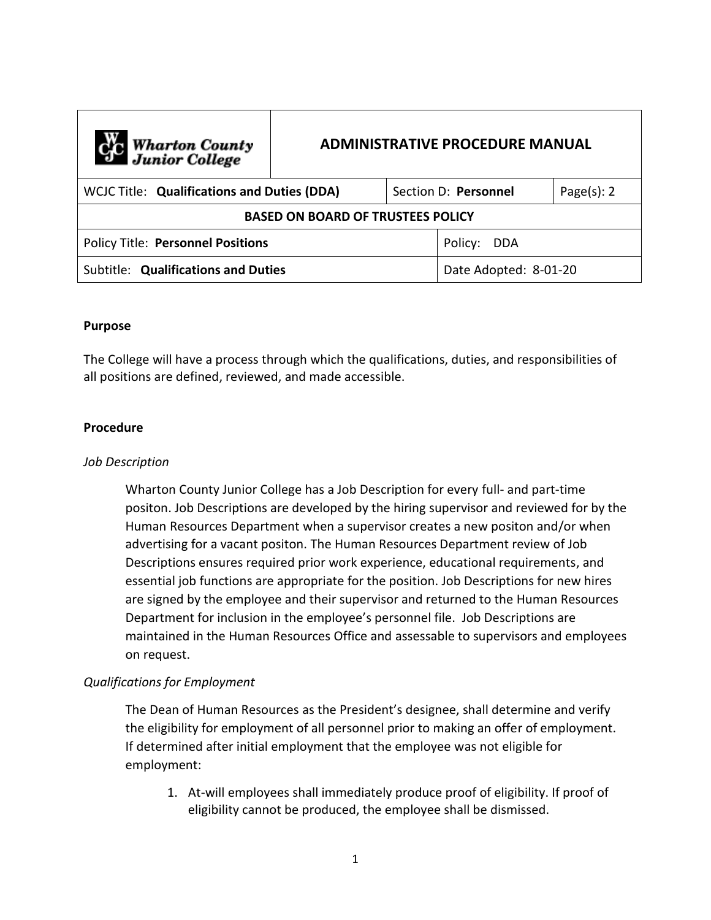| Wharton County Junior College | ADMINISTRATIVE PROCEDURE MANUAL | | |
|---|---|---|---|
| WCJC Title: **Qualifications and Duties (DDA)** | Section D: **Personnel** | | Page(s): 2 |
| **BASED ON BOARD OF TRUSTEES POLICY** | | | |
| Policy Title: **Personnel Positions** | | Policy: DDA | |
| Subtitle: **Qualifications and Duties** | | Date Adopted: 8-01-20 | |

**Purpose**

The College will have a process through which the qualifications, duties, and responsibilities of all positions are defined, reviewed, and made accessible.

**Procedure**

*Job Description*

Wharton County Junior College has a Job Description for every full- and part-time positon. Job Descriptions are developed by the hiring supervisor and reviewed for by the Human Resources Department when a supervisor creates a new positon and/or when advertising for a vacant positon. The Human Resources Department review of Job Descriptions ensures required prior work experience, educational requirements, and essential job functions are appropriate for the position. Job Descriptions for new hires are signed by the employee and their supervisor and returned to the Human Resources Department for inclusion in the employee's personnel file. Job Descriptions are maintained in the Human Resources Office and assessable to supervisors and employees on request.

*Qualifications for Employment*

The Dean of Human Resources as the President's designee, shall determine and verify the eligibility for employment of all personnel prior to making an offer of employment. If determined after initial employment that the employee was not eligible for employment:

1. At-will employees shall immediately produce proof of eligibility. If proof of eligibility cannot be produced, the employee shall be dismissed.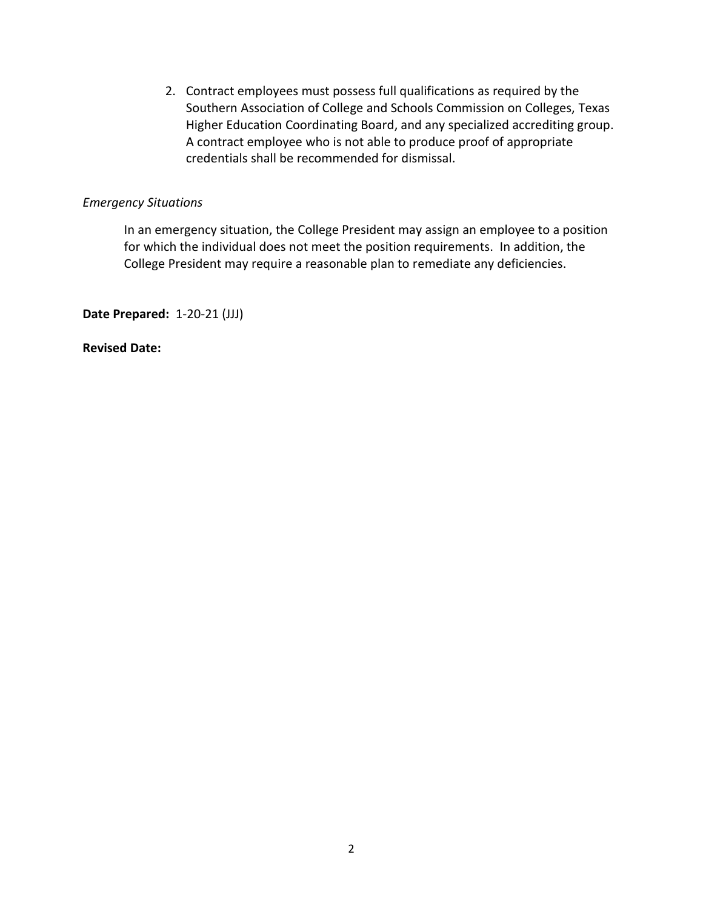2. Contract employees must possess full qualifications as required by the Southern Association of College and Schools Commission on Colleges, Texas Higher Education Coordinating Board, and any specialized accrediting group. A contract employee who is not able to produce proof of appropriate credentials shall be recommended for dismissal.

*Emergency Situations*

In an emergency situation, the College President may assign an employee to a position for which the individual does not meet the position requirements. In addition, the College President may require a reasonable plan to remediate any deficiencies.

**Date Prepared:** 1-20-21 (JJJ)

**Revised Date:**